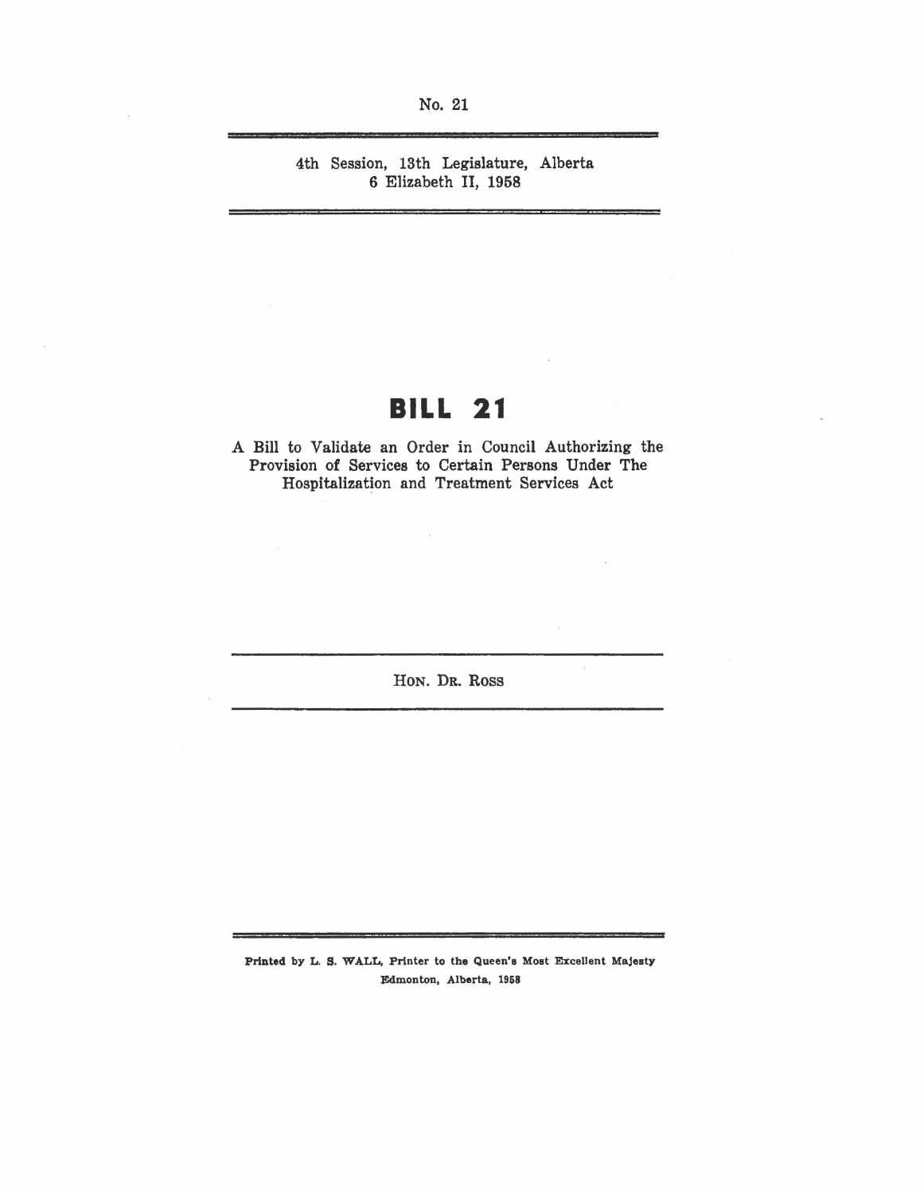No. 21

4th Session, 13th Legislature, Alberta
6 Elizabeth II, 1958

# BILL 21

A Bill to Validate an Order in Council Authorizing the Provision of Services to Certain Persons Under The Hospitalization and Treatment Services Act

HON. DR. ROSS

Printed by L. S. WALL, Printer to the Queen's Most Excellent Majesty
Edmonton, Alberta, 1958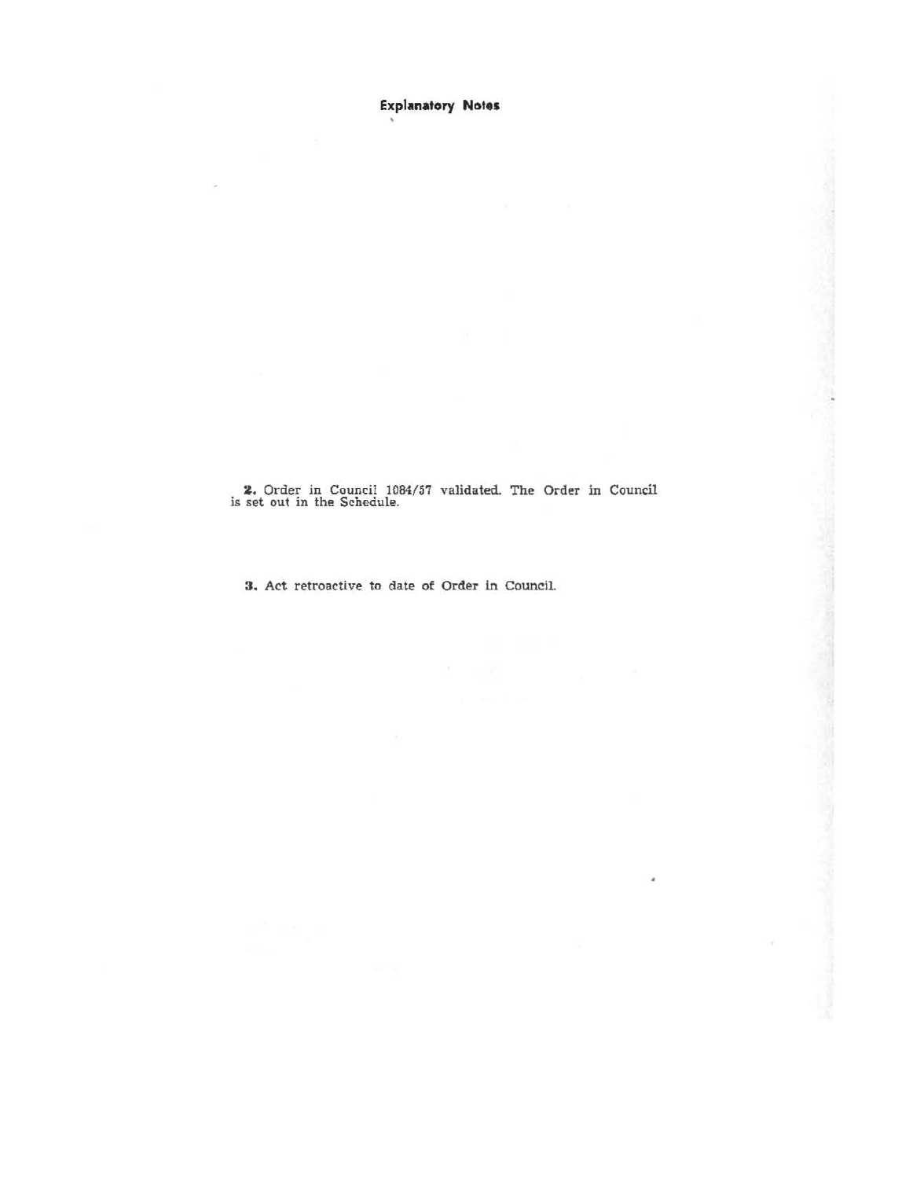## Explanatory Notes

**2.** Order in Council 1084/57 validated. The Order in Council is set out in the Schedule.

**3.** Act retroactive to date of Order in Council.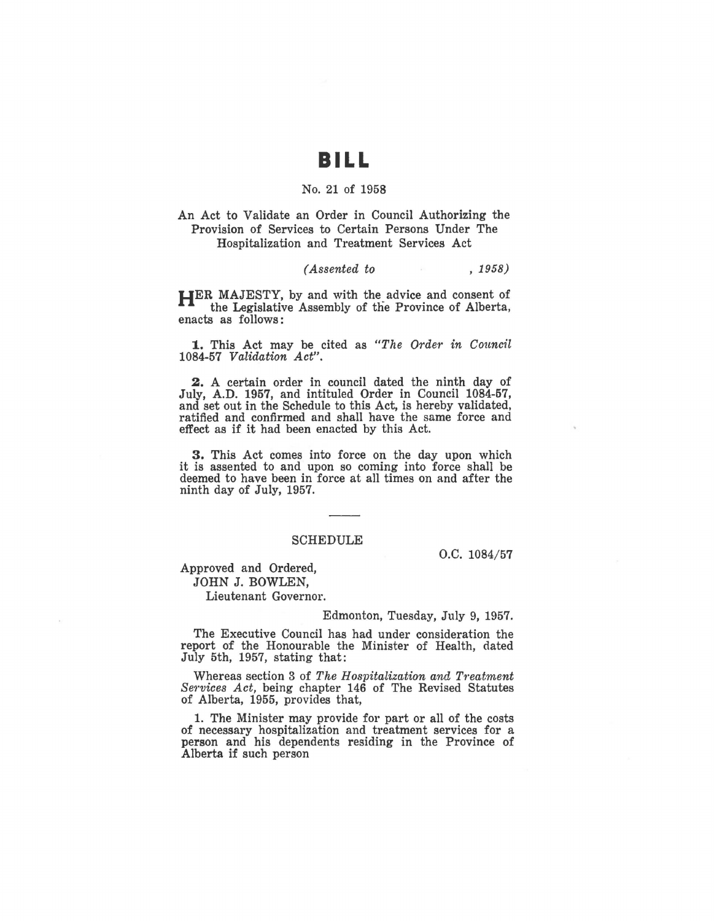# BILL

No. 21 of 1958

An Act to Validate an Order in Council Authorizing the Provision of Services to Certain Persons Under The Hospitalization and Treatment Services Act

*(Assented to , 1958)*

HER MAJESTY, by and with the advice and consent of the Legislative Assembly of the Province of Alberta, enacts as follows:

**1.** This Act may be cited as *"The Order in Council 1084-57 Validation Act"*.

**2.** A certain order in council dated the ninth day of July, A.D. 1957, and intituled Order in Council 1084-57, and set out in the Schedule to this Act, is hereby validated, ratified and confirmed and shall have the same force and effect as if it had been enacted by this Act.

**3.** This Act comes into force on the day upon which it is assented to and upon so coming into force shall be deemed to have been in force at all times on and after the ninth day of July, 1957.

---

SCHEDULE

O.C. 1084/57

Approved and Ordered,
JOHN J. BOWLEN,
Lieutenant Governor.

Edmonton, Tuesday, July 9, 1957.

The Executive Council has had under consideration the report of the Honourable the Minister of Health, dated July 5th, 1957, stating that:

Whereas section 3 of *The Hospitalization and Treatment Services Act*, being chapter 146 of The Revised Statutes of Alberta, 1955, provides that,

1. The Minister may provide for part or all of the costs of necessary hospitalization and treatment services for a person and his dependents residing in the Province of Alberta if such person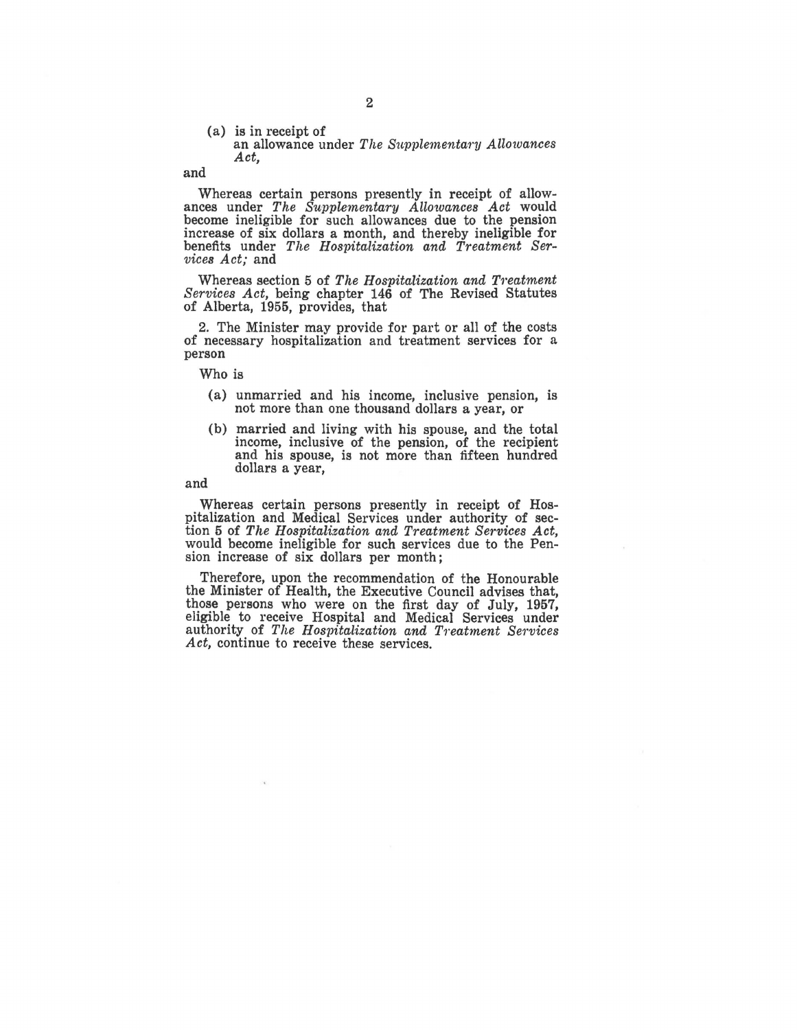(a) is in receipt of
   an allowance under *The Supplementary Allowances Act*,

and

Whereas certain persons presently in receipt of allowances under *The Supplementary Allowances Act* would become ineligible for such allowances due to the pension increase of six dollars a month, and thereby ineligible for benefits under *The Hospitalization and Treatment Services Act;* and

Whereas section 5 of *The Hospitalization and Treatment Services Act*, being chapter 146 of The Revised Statutes of Alberta, 1955, provides, that

2. The Minister may provide for part or all of the costs of necessary hospitalization and treatment services for a person

Who is

- (a) unmarried and his income, inclusive pension, is not more than one thousand dollars a year, or
- (b) married and living with his spouse, and the total income, inclusive of the pension, of the recipient and his spouse, is not more than fifteen hundred dollars a year,

and

Whereas certain persons presently in receipt of Hospitalization and Medical Services under authority of section 5 of *The Hospitalization and Treatment Services Act*, would become ineligible for such services due to the Pension increase of six dollars per month;

Therefore, upon the recommendation of the Honourable the Minister of Health, the Executive Council advises that, those persons who were on the first day of July, 1957, eligible to receive Hospital and Medical Services under authority of *The Hospitalization and Treatment Services Act*, continue to receive these services.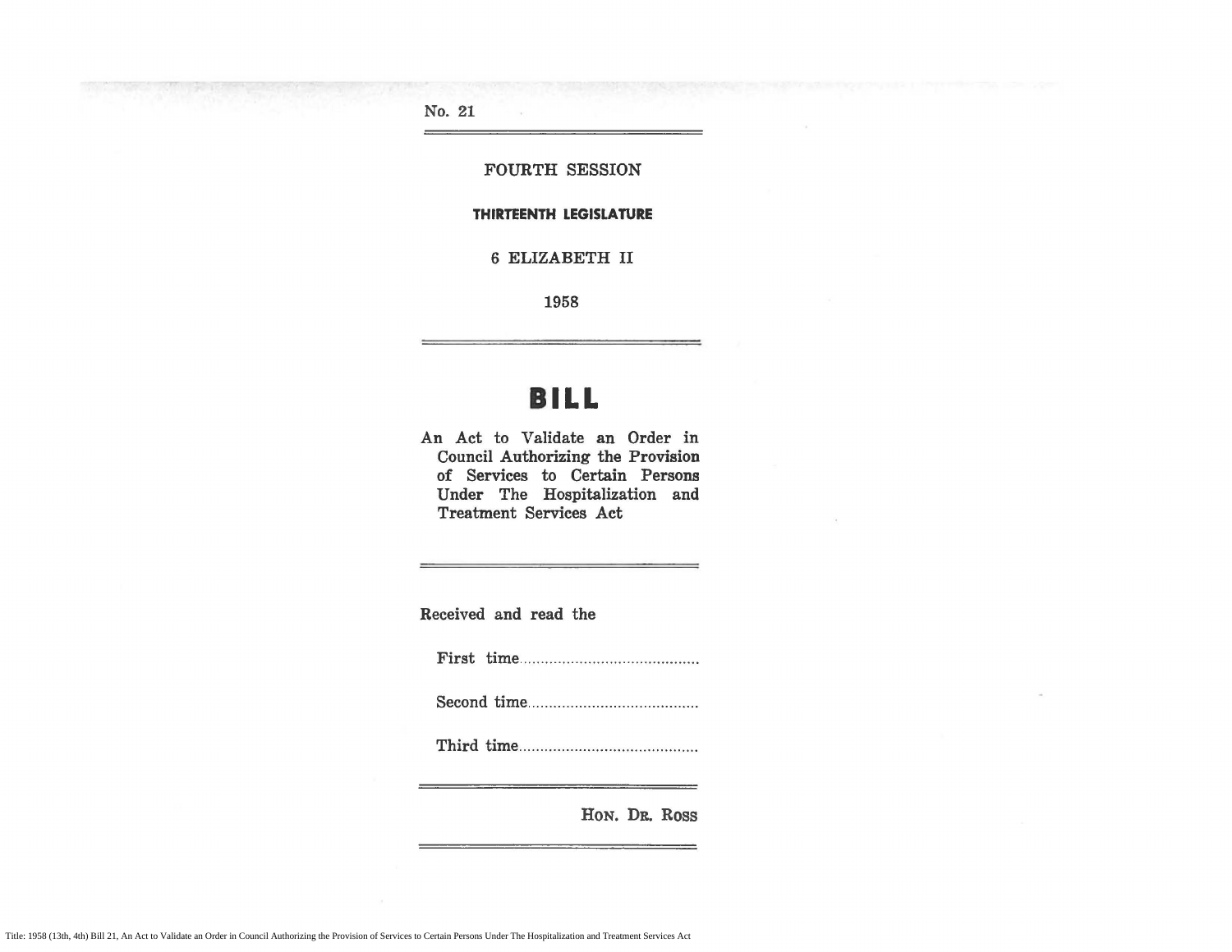No. 21

FOURTH SESSION

**THIRTEENTH LEGISLATURE**

6 ELIZABETH II

1958

# BILL

**An Act to Validate an Order in Council Authorizing the Provision of Services to Certain Persons Under The Hospitalization and Treatment Services Act**

**Received and read the**

**First time**.........................................

**Second time**.......................................

**Third time**.........................................

**HON. DR. ROSS**